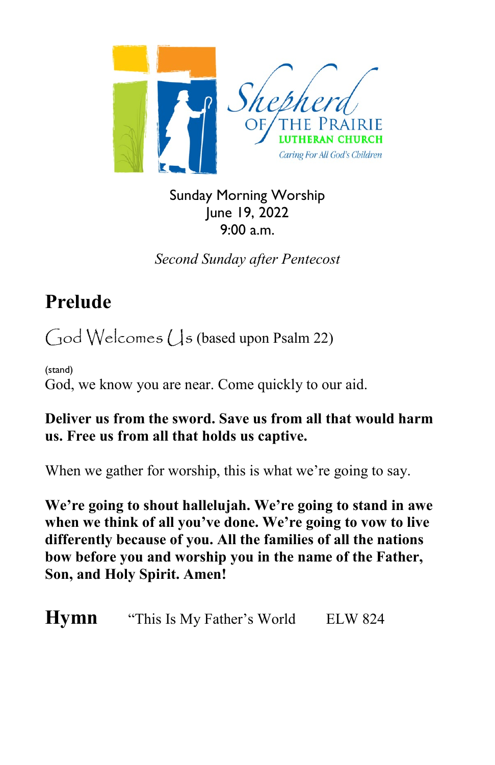Shepherd OF THE PRAIRIE LUTHERAN CHURCH

*Caring For All God's Children*

Sunday Morning Worship
June 19, 2022
9:00 a.m.

*Second Sunday after Pentecost*

## Prelude

God Welcomes Us (based upon Psalm 22)

(stand)

God, we know you are near. Come quickly to our aid.

**Deliver us from the sword. Save us from all that would harm us. Free us from all that holds us captive.**

When we gather for worship, this is what we're going to say.

**We're going to shout hallelujah. We're going to stand in awe when we think of all you've done. We're going to vow to live differently because of you. All the families of all the nations bow before you and worship you in the name of the Father, Son, and Holy Spirit. Amen!**

## Hymn "This Is My Father's World ELW 824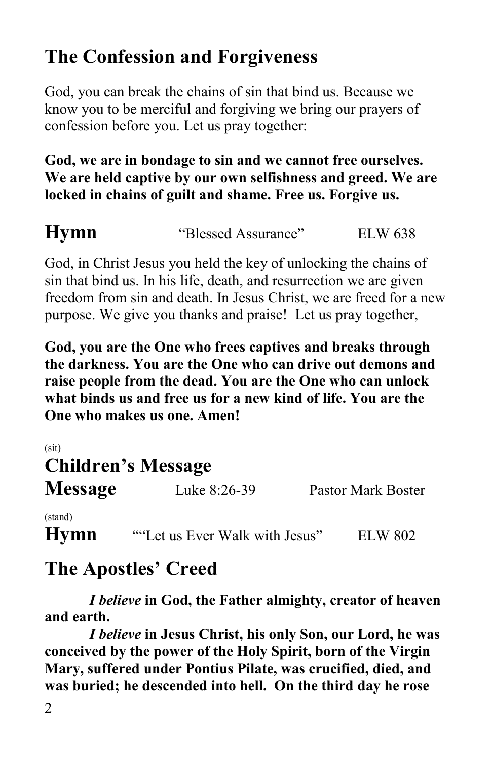## The Confession and Forgiveness

God, you can break the chains of sin that bind us. Because we know you to be merciful and forgiving we bring our prayers of confession before you. Let us pray together:

**God, we are in bondage to sin and we cannot free ourselves. We are held captive by our own selfishness and greed. We are locked in chains of guilt and shame. Free us. Forgive us.**

## Hymn "Blessed Assurance" ELW 638

God, in Christ Jesus you held the key of unlocking the chains of sin that bind us. In his life, death, and resurrection we are given freedom from sin and death. In Jesus Christ, we are freed for a new purpose. We give you thanks and praise! Let us pray together,

**God, you are the One who frees captives and breaks through the darkness. You are the One who can drive out demons and raise people from the dead. You are the One who can unlock what binds us and free us for a new kind of life. You are the One who makes us one. Amen!**

(sit)

## Children's Message

## Message Luke 8:26-39 Pastor Mark Boster

(stand)

## Hymn ""Let us Ever Walk with Jesus" ELW 802

## The Apostles' Creed

***I believe*** **in God, the Father almighty, creator of heaven and earth.**

***I believe*** **in Jesus Christ, his only Son, our Lord, he was conceived by the power of the Holy Spirit, born of the Virgin Mary, suffered under Pontius Pilate, was crucified, died, and was buried; he descended into hell. On the third day he rose**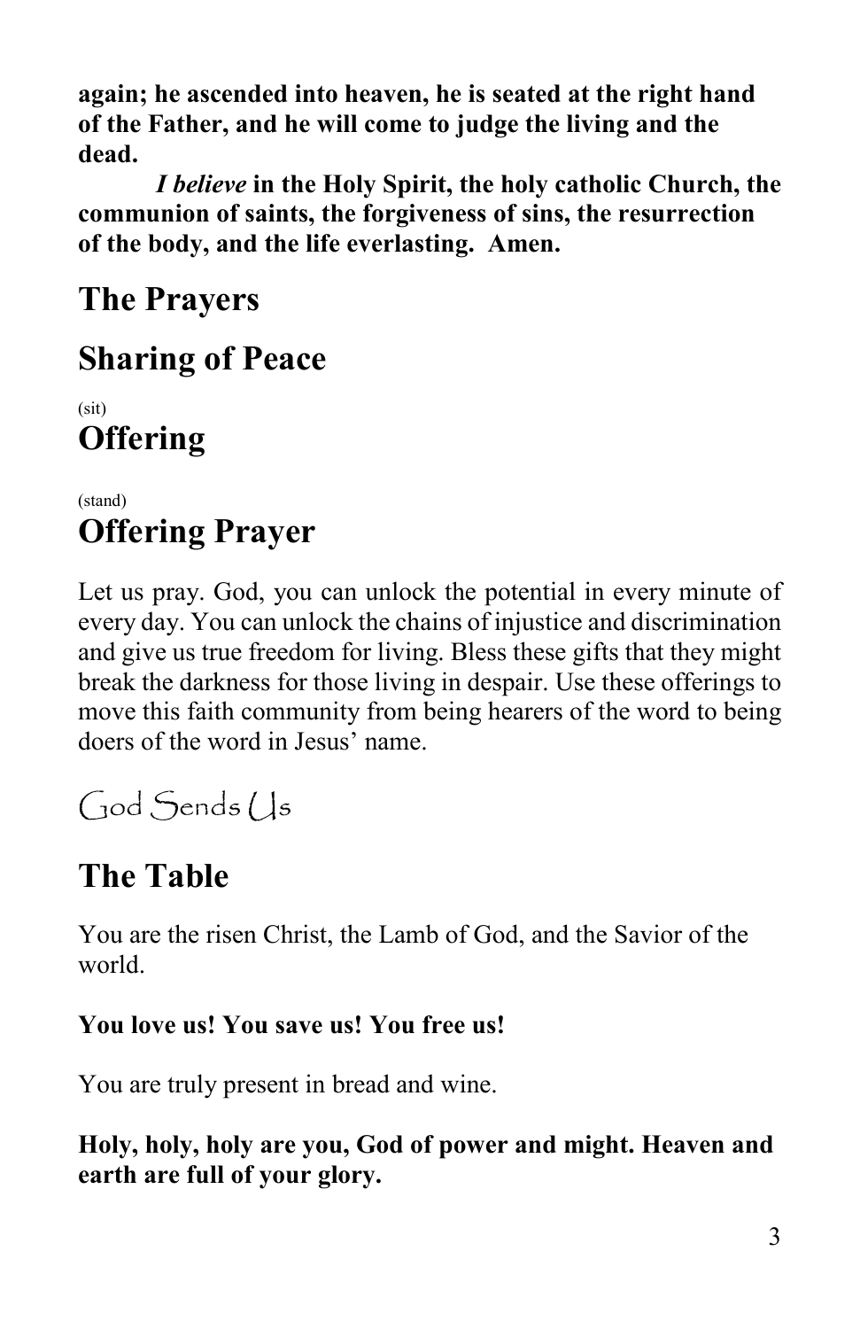**again; he ascended into heaven, he is seated at the right hand of the Father, and he will come to judge the living and the dead.**

***I believe*** **in the Holy Spirit, the holy catholic Church, the communion of saints, the forgiveness of sins, the resurrection of the body, and the life everlasting. Amen.**

## The Prayers

## Sharing of Peace

(sit)

## Offering

(stand)

## Offering Prayer

Let us pray. God, you can unlock the potential in every minute of every day. You can unlock the chains of injustice and discrimination and give us true freedom for living. Bless these gifts that they might break the darkness for those living in despair. Use these offerings to move this faith community from being hearers of the word to being doers of the word in Jesus' name.

# God Sends Us

## The Table

You are the risen Christ, the Lamb of God, and the Savior of the world.

**You love us! You save us! You free us!**

You are truly present in bread and wine.

**Holy, holy, holy are you, God of power and might. Heaven and earth are full of your glory.**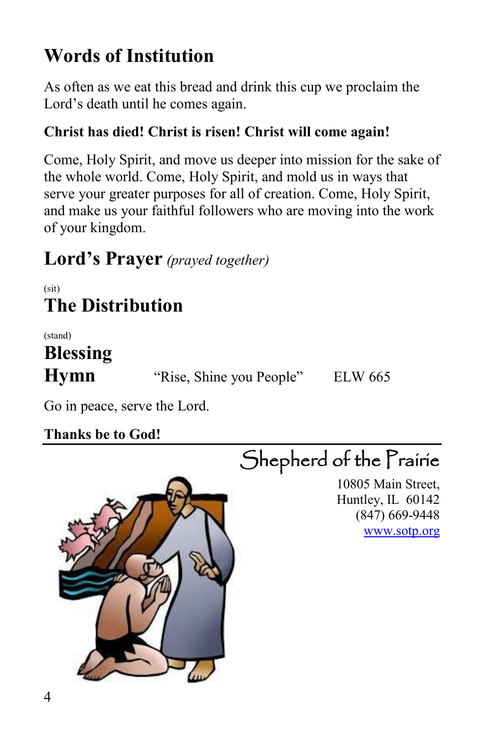# Words of Institution

As often as we eat this bread and drink this cup we proclaim the Lord's death until he comes again.

**Christ has died! Christ is risen! Christ will come again!**

Come, Holy Spirit, and move us deeper into mission for the sake of the whole world. Come, Holy Spirit, and mold us in ways that serve your greater purposes for all of creation. Come, Holy Spirit, and make us your faithful followers who are moving into the work of your kingdom.

# Lord's Prayer *(prayed together)*

(sit)

# The Distribution

(stand)

# Blessing

# Hymn "Rise, Shine you People" ELW 665

Go in peace, serve the Lord.

**Thanks be to God!**

---

Shepherd of the Prairie

10805 Main Street,
Huntley, IL 60142
(847) 669-9448
www.sotp.org